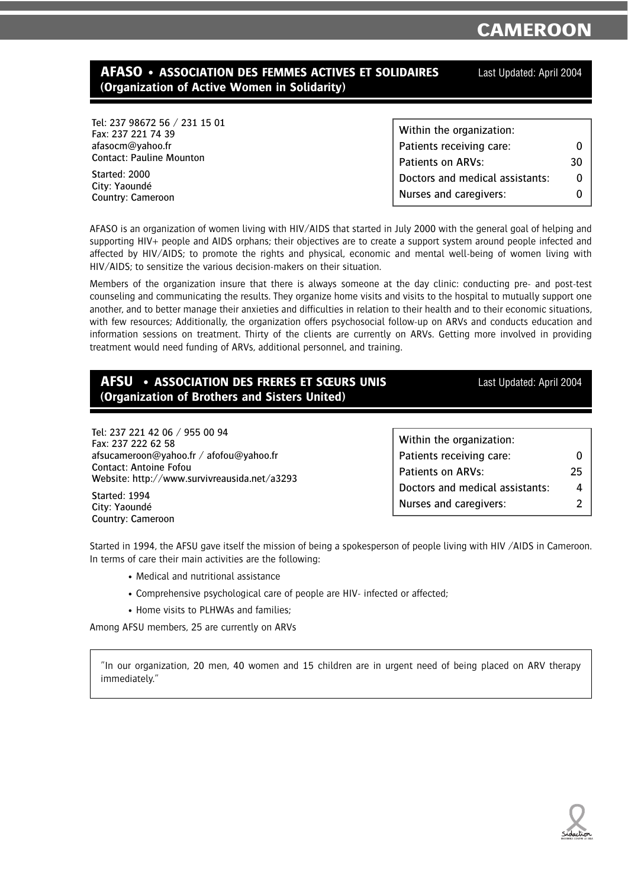# CAMEROON

## AFASO • ASSOCIATION DES FEMMES ACTIVES ET SOLIDAIRES (Organization of Active Women in Solidarity)

Last Updated: April 2004

Tel: 237 98672 56 / 231 15 01
Fax: 237 221 74 39
afasocm@yahoo.fr
Contact: Pauline Mounton

Started: 2000
City: Yaoundé
Country: Cameroon

| Within the organization: | |
|---|---|
| Patients receiving care: | 0 |
| Patients on ARVs: | 30 |
| Doctors and medical assistants: | 0 |
| Nurses and caregivers: | 0 |

AFASO is an organization of women living with HIV/AIDS that started in July 2000 with the general goal of helping and supporting HIV+ people and AIDS orphans; their objectives are to create a support system around people infected and affected by HIV/AIDS; to promote the rights and physical, economic and mental well-being of women living with HIV/AIDS; to sensitize the various decision-makers on their situation.

Members of the organization insure that there is always someone at the day clinic: conducting pre- and post-test counseling and communicating the results. They organize home visits and visits to the hospital to mutually support one another, and to better manage their anxieties and difficulties in relation to their health and to their economic situations, with few resources; Additionally, the organization offers psychosocial follow-up on ARVs and conducts education and information sessions on treatment. Thirty of the clients are currently on ARVs. Getting more involved in providing treatment would need funding of ARVs, additional personnel, and training.

## AFSU • ASSOCIATION DES FRERES ET SŒURS UNIS (Organization of Brothers and Sisters United)

Last Updated: April 2004

Tel: 237 221 42 06 / 955 00 94
Fax: 237 222 62 58
afsucameroon@yahoo.fr / afofou@yahoo.fr
Contact: Antoine Fofou
Website: http://www.survivreausida.net/a3293

Started: 1994
City: Yaoundé
Country: Cameroon

| Within the organization: | |
|---|---|
| Patients receiving care: | 0 |
| Patients on ARVs: | 25 |
| Doctors and medical assistants: | 4 |
| Nurses and caregivers: | 2 |

Started in 1994, the AFSU gave itself the mission of being a spokesperson of people living with HIV /AIDS in Cameroon. In terms of care their main activities are the following:

- Medical and nutritional assistance
- Comprehensive psychological care of people are HIV- infected or affected;
- Home visits to PLHWAs and families;

Among AFSU members, 25 are currently on ARVs

> "In our organization, 20 men, 40 women and 15 children are in urgent need of being placed on ARV therapy immediately."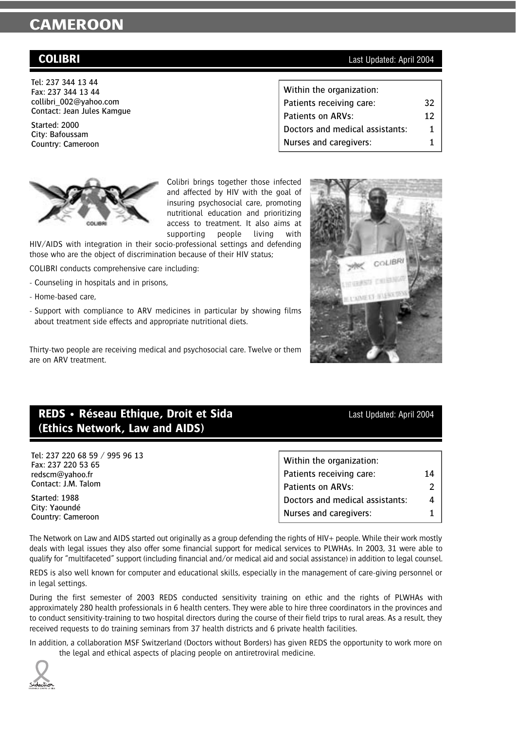# CAMEROON

## COLIBRI

Last Updated: April 2004

Tel: 237 344 13 44
Fax: 237 344 13 44
collibri_002@yahoo.com
Contact: Jean Jules Kamgue

Started: 2000
City: Bafoussam
Country: Cameroon

| Within the organization: | |
|---|---|
| Patients receiving care: | 32 |
| Patients on ARVs: | 12 |
| Doctors and medical assistants: | 1 |
| Nurses and caregivers: | 1 |

Colibri brings together those infected and affected by HIV with the goal of insuring psychosocial care, promoting nutritional education and prioritizing access to treatment. It also aims at supporting people living with HIV/AIDS with integration in their socio-professional settings and defending those who are the object of discrimination because of their HIV status;

COLIBRI conducts comprehensive care including:

- Counseling in hospitals and in prisons,
- Home-based care,
- Support with compliance to ARV medicines in particular by showing films about treatment side effects and appropriate nutritional diets.

Thirty-two people are receiving medical and psychosocial care. Twelve or them are on ARV treatment.

## REDS • Réseau Ethique, Droit et Sida (Ethics Network, Law and AIDS)

Last Updated: April 2004

Tel: 237 220 68 59 / 995 96 13
Fax: 237 220 53 65
redscm@yahoo.fr
Contact: J.M. Talom

Started: 1988
City: Yaoundé
Country: Cameroon

| Within the organization: | |
|---|---|
| Patients receiving care: | 14 |
| Patients on ARVs: | 2 |
| Doctors and medical assistants: | 4 |
| Nurses and caregivers: | 1 |

The Network on Law and AIDS started out originally as a group defending the rights of HIV+ people. While their work mostly deals with legal issues they also offer some financial support for medical services to PLWHAs. In 2003, 31 were able to qualify for "multifaceted" support (including financial and/or medical aid and social assistance) in addition to legal counsel.

REDS is also well known for computer and educational skills, especially in the management of care-giving personnel or in legal settings.

During the first semester of 2003 REDS conducted sensitivity training on ethic and the rights of PLWHAs with approximately 280 health professionals in 6 health centers. They were able to hire three coordinators in the provinces and to conduct sensitivity-training to two hospital directors during the course of their field trips to rural areas. As a result, they received requests to do training seminars from 37 health districts and 6 private health facilities.

In addition, a collaboration MSF Switzerland (Doctors without Borders) has given REDS the opportunity to work more on the legal and ethical aspects of placing people on antiretroviral medicine.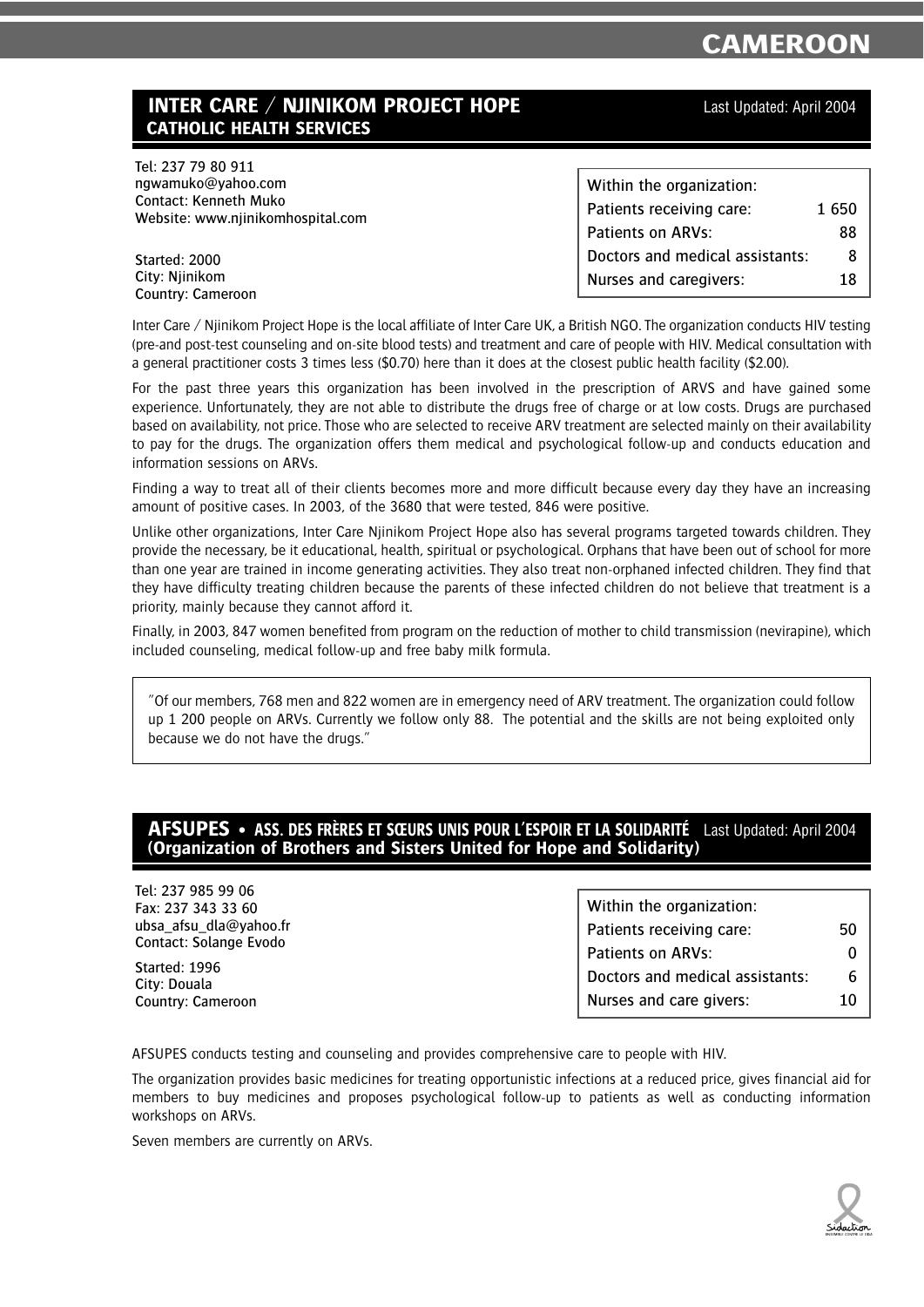# CAMEROON

## INTER CARE / NJINIKOM PROJECT HOPE
### CATHOLIC HEALTH SERVICES

Last Updated: April 2004

Tel: 237 79 80 911
ngwamuko@yahoo.com
Contact: Kenneth Muko
Website: www.njinikomhospital.com

Started: 2000
City: Njinikom
Country: Cameroon

| Within the organization: | |
|---|---|
| Patients receiving care: | 1 650 |
| Patients on ARVs: | 88 |
| Doctors and medical assistants: | 8 |
| Nurses and caregivers: | 18 |

Inter Care / Njinikom Project Hope is the local affiliate of Inter Care UK, a British NGO. The organization conducts HIV testing (pre-and post-test counseling and on-site blood tests) and treatment and care of people with HIV. Medical consultation with a general practitioner costs 3 times less ($0.70) here than it does at the closest public health facility ($2.00).

For the past three years this organization has been involved in the prescription of ARVS and have gained some experience. Unfortunately, they are not able to distribute the drugs free of charge or at low costs. Drugs are purchased based on availability, not price. Those who are selected to receive ARV treatment are selected mainly on their availability to pay for the drugs. The organization offers them medical and psychological follow-up and conducts education and information sessions on ARVs.

Finding a way to treat all of their clients becomes more and more difficult because every day they have an increasing amount of positive cases. In 2003, of the 3680 that were tested, 846 were positive.

Unlike other organizations, Inter Care Njinikom Project Hope also has several programs targeted towards children. They provide the necessary, be it educational, health, spiritual or psychological. Orphans that have been out of school for more than one year are trained in income generating activities. They also treat non-orphaned infected children. They find that they have difficulty treating children because the parents of these infected children do not believe that treatment is a priority, mainly because they cannot afford it.

Finally, in 2003, 847 women benefited from program on the reduction of mother to child transmission (nevirapine), which included counseling, medical follow-up and free baby milk formula.

> "Of our members, 768 men and 822 women are in emergency need of ARV treatment. The organization could follow up 1 200 people on ARVs. Currently we follow only 88. The potential and the skills are not being exploited only because we do not have the drugs."

## AFSUPES • ASS. DES FRÈRES ET SŒURS UNIS POUR L'ESPOIR ET LA SOLIDARITÉ
### (Organization of Brothers and Sisters United for Hope and Solidarity)

Last Updated: April 2004

Tel: 237 985 99 06
Fax: 237 343 33 60
ubsa_afsu_dla@yahoo.fr
Contact: Solange Evodo

Started: 1996
City: Douala
Country: Cameroon

| Within the organization: | |
|---|---|
| Patients receiving care: | 50 |
| Patients on ARVs: | 0 |
| Doctors and medical assistants: | 6 |
| Nurses and care givers: | 10 |

AFSUPES conducts testing and counseling and provides comprehensive care to people with HIV.

The organization provides basic medicines for treating opportunistic infections at a reduced price, gives financial aid for members to buy medicines and proposes psychological follow-up to patients as well as conducting information workshops on ARVs.

Seven members are currently on ARVs.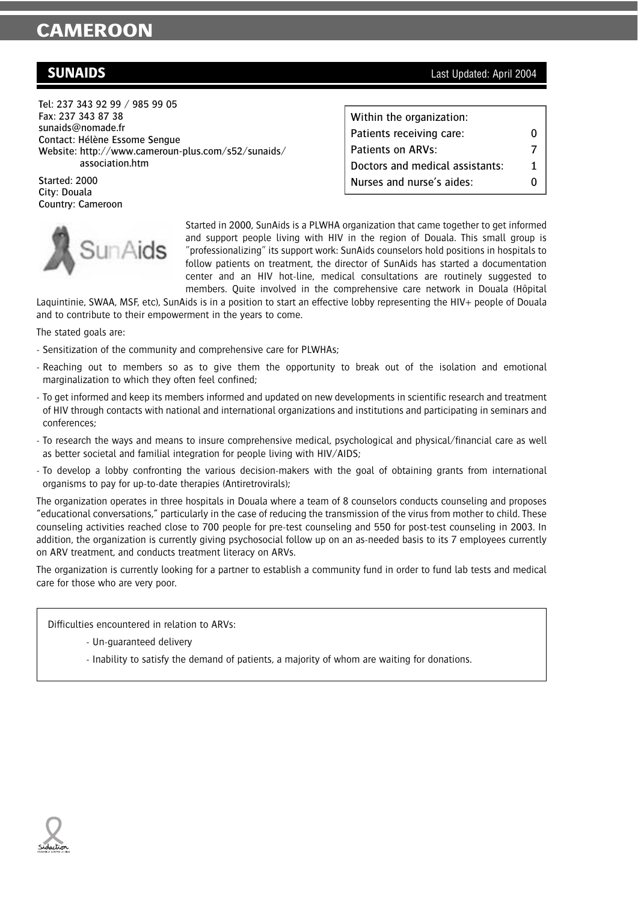# CAMEROON

## SUNAIDS

Last Updated: April 2004

Tel: 237 343 92 99 / 985 99 05
Fax: 237 343 87 38
sunaids@nomade.fr
Contact: Hélène Essome Sengue
Website: http://www.cameroun-plus.com/s52/sunaids/association.htm

Started: 2000
City: Douala
Country: Cameroon

| Within the organization: | |
|---|---|
| Patients receiving care: | 0 |
| Patients on ARVs: | 7 |
| Doctors and medical assistants: | 1 |
| Nurses and nurse's aides: | 0 |

Started in 2000, SunAids is a PLWHA organization that came together to get informed and support people living with HIV in the region of Douala. This small group is "professionalizing" its support work: SunAids counselors hold positions in hospitals to follow patients on treatment, the director of SunAids has started a documentation center and an HIV hot-line, medical consultations are routinely suggested to members. Quite involved in the comprehensive care network in Douala (Hôpital Laquintinie, SWAA, MSF, etc), SunAids is in a position to start an effective lobby representing the HIV+ people of Douala and to contribute to their empowerment in the years to come.

The stated goals are:

- Sensitization of the community and comprehensive care for PLWHAs;
- Reaching out to members so as to give them the opportunity to break out of the isolation and emotional marginalization to which they often feel confined;
- To get informed and keep its members informed and updated on new developments in scientific research and treatment of HIV through contacts with national and international organizations and institutions and participating in seminars and conferences;
- To research the ways and means to insure comprehensive medical, psychological and physical/financial care as well as better societal and familial integration for people living with HIV/AIDS;
- To develop a lobby confronting the various decision-makers with the goal of obtaining grants from international organisms to pay for up-to-date therapies (Antiretrovirals);

The organization operates in three hospitals in Douala where a team of 8 counselors conducts counseling and proposes "educational conversations," particularly in the case of reducing the transmission of the virus from mother to child. These counseling activities reached close to 700 people for pre-test counseling and 550 for post-test counseling in 2003. In addition, the organization is currently giving psychosocial follow up on an as-needed basis to its 7 employees currently on ARV treatment, and conducts treatment literacy on ARVs.

The organization is currently looking for a partner to establish a community fund in order to fund lab tests and medical care for those who are very poor.

Difficulties encountered in relation to ARVs:

- Un-guaranteed delivery
- Inability to satisfy the demand of patients, a majority of whom are waiting for donations.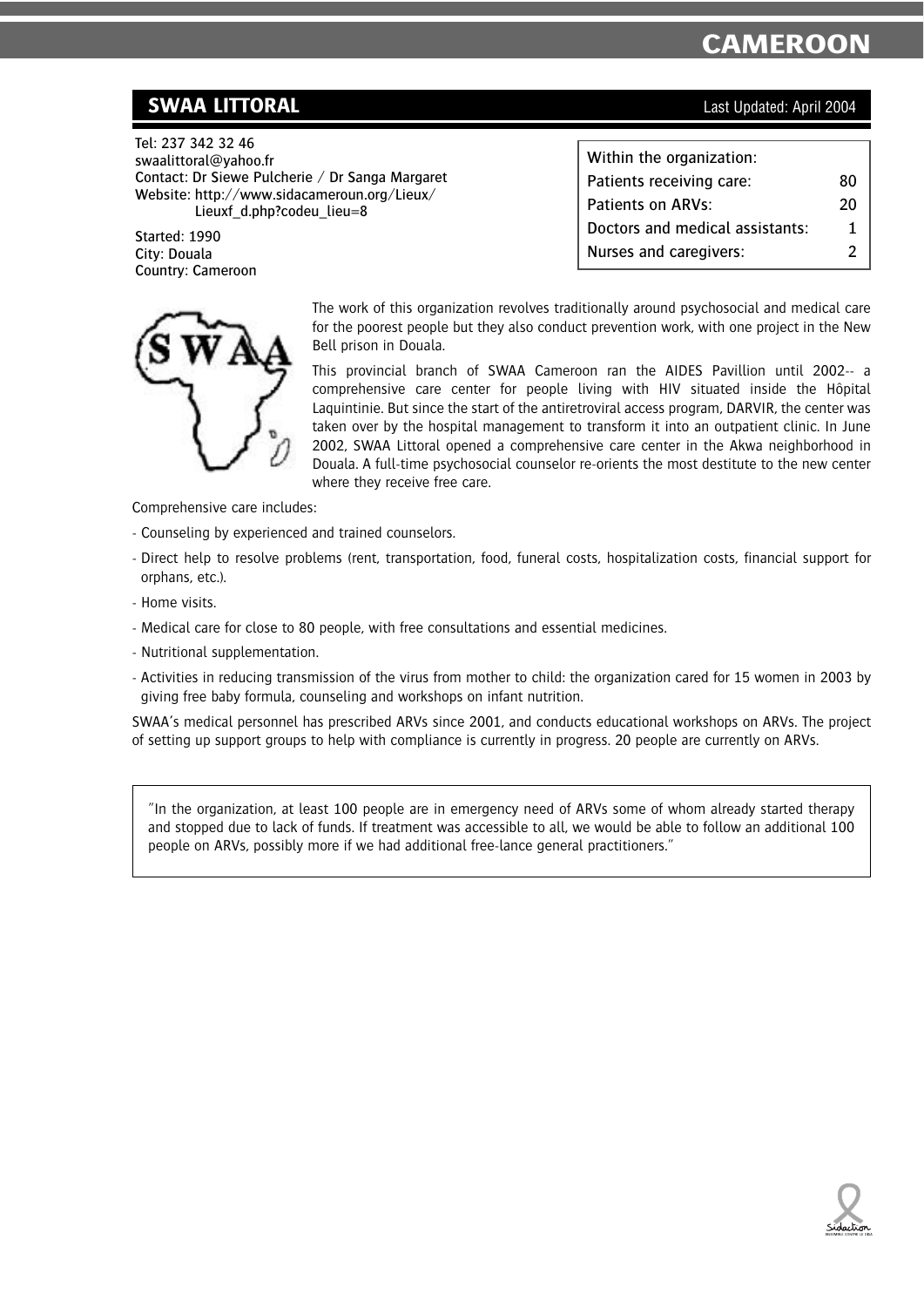## SWAA LITTORAL

Last Updated: April 2004

Tel: 237 342 32 46
swaalittoral@yahoo.fr
Contact: Dr Siewe Pulcherie / Dr Sanga Margaret
Website: http://www.sidacameroun.org/Lieux/Lieuxf_d.php?codeu_lieu=8

Started: 1990
City: Douala
Country: Cameroon

| Within the organization: | |
|---|---|
| Patients receiving care: | 80 |
| Patients on ARVs: | 20 |
| Doctors and medical assistants: | 1 |
| Nurses and caregivers: | 2 |

The work of this organization revolves traditionally around psychosocial and medical care for the poorest people but they also conduct prevention work, with one project in the New Bell prison in Douala.

This provincial branch of SWAA Cameroon ran the AIDES Pavillion until 2002-- a comprehensive care center for people living with HIV situated inside the Hôpital Laquintinie. But since the start of the antiretroviral access program, DARVIR, the center was taken over by the hospital management to transform it into an outpatient clinic. In June 2002, SWAA Littoral opened a comprehensive care center in the Akwa neighborhood in Douala. A full-time psychosocial counselor re-orients the most destitute to the new center where they receive free care.

Comprehensive care includes:

- Counseling by experienced and trained counselors.
- Direct help to resolve problems (rent, transportation, food, funeral costs, hospitalization costs, financial support for orphans, etc.).
- Home visits.
- Medical care for close to 80 people, with free consultations and essential medicines.
- Nutritional supplementation.
- Activities in reducing transmission of the virus from mother to child: the organization cared for 15 women in 2003 by giving free baby formula, counseling and workshops on infant nutrition.

SWAA's medical personnel has prescribed ARVs since 2001, and conducts educational workshops on ARVs. The project of setting up support groups to help with compliance is currently in progress. 20 people are currently on ARVs.

"In the organization, at least 100 people are in emergency need of ARVs some of whom already started therapy and stopped due to lack of funds. If treatment was accessible to all, we would be able to follow an additional 100 people on ARVs, possibly more if we had additional free-lance general practitioners."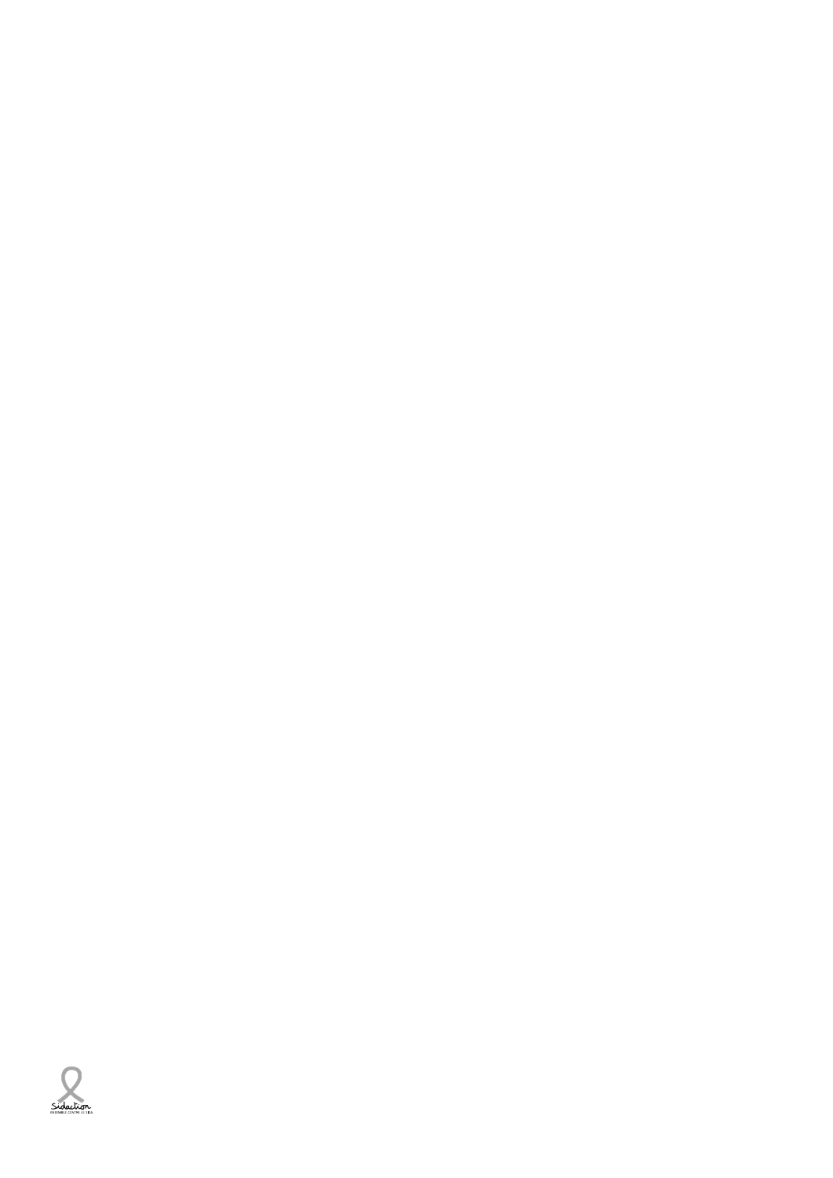Sidaction

ENSEMBLE CONTRE LE SIDA